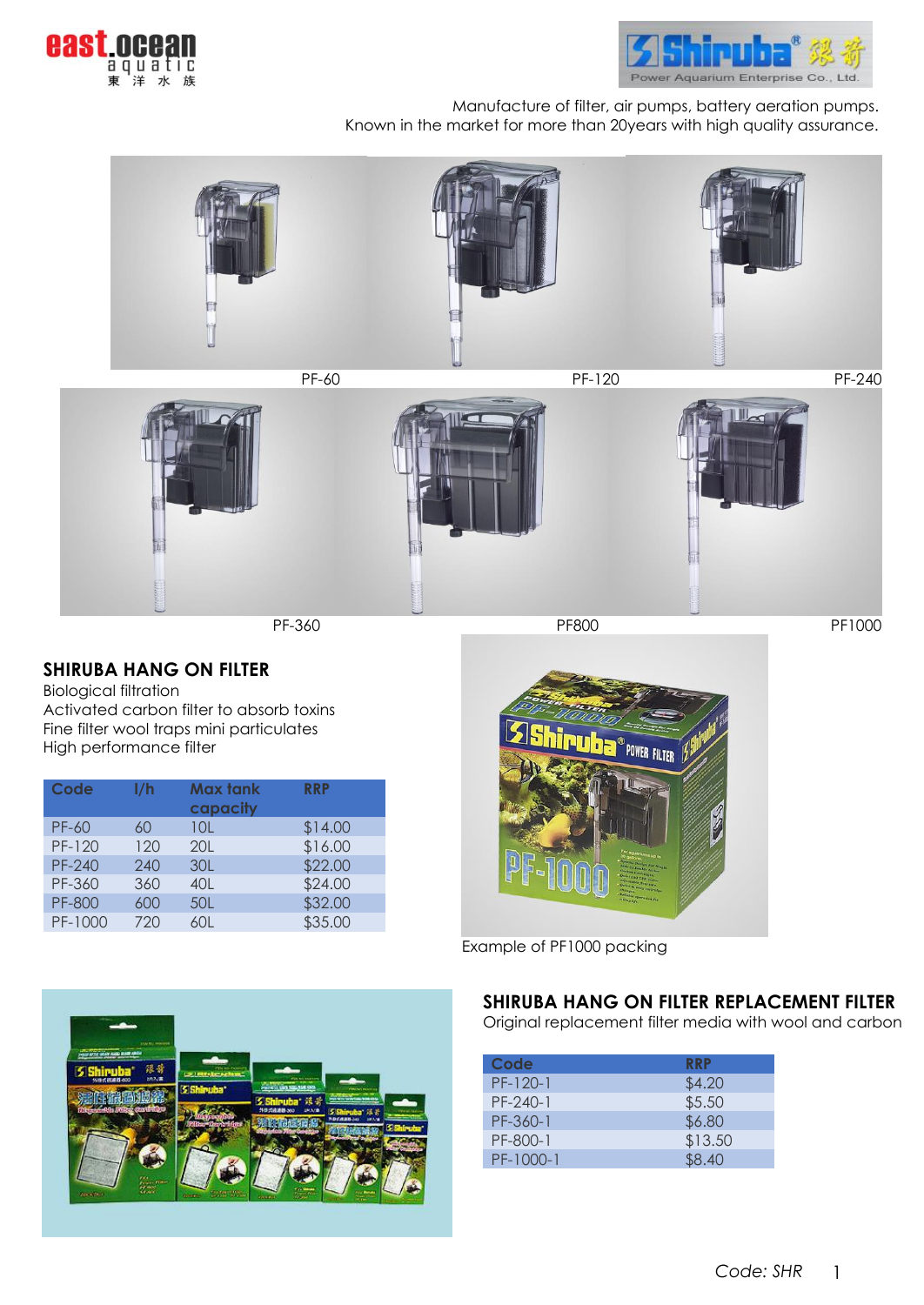Manufacture of filter, air pumps, battery aeration pumps.
Known in the market for more than 20years with high quality assurance.

PF-60 PF-120 PF-240

PF-360 PF800 PF1000

## SHIRUBA HANG ON FILTER

Biological filtration
Activated carbon filter to absorb toxins
Fine filter wool traps mini particulates
High performance filter

| Code | l/h | Max tank capacity | RRP |
|---|---|---|---|
| PF-60 | 60 | 10L | $14.00 |
| PF-120 | 120 | 20L | $16.00 |
| PF-240 | 240 | 30L | $22.00 |
| PF-360 | 360 | 40L | $24.00 |
| PF-800 | 600 | 50L | $32.00 |
| PF-1000 | 720 | 60L | $35.00 |

Example of PF1000 packing

## SHIRUBA HANG ON FILTER REPLACEMENT FILTER

Original replacement filter media with wool and carbon

| Code | RRP |
|---|---|
| PF-120-1 | $4.20 |
| PF-240-1 | $5.50 |
| PF-360-1 | $6.80 |
| PF-800-1 | $13.50 |
| PF-1000-1 | $8.40 |

*Code: SHR*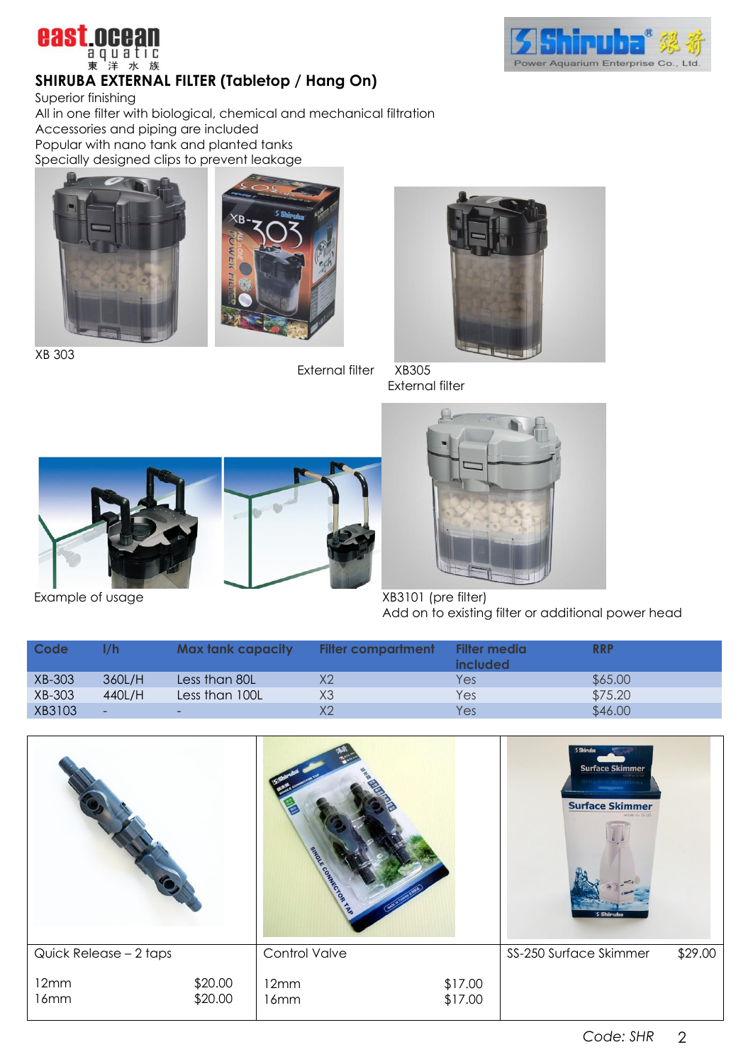## SHIRUBA EXTERNAL FILTER (Tabletop / Hang On)

Superior finishing
All in one filter with biological, chemical and mechanical filtration
Accessories and piping are included
Popular with nano tank and planted tanks
Specially designed clips to prevent leakage

XB 303

External filter

XB305
External filter

Example of usage

XB3101 (pre filter)
Add on to existing filter or additional power head

| Code | l/h | Max tank capacity | Filter compartment | Filter media included | RRP |
|---|---|---|---|---|---|
| XB-303 | 360L/H | Less than 80L | X2 | Yes | $65.00 |
| XB-303 | 440L/H | Less than 100L | X3 | Yes | $75.20 |
| XB3103 | - | - | X2 | Yes | $46.00 |

| Quick Release – 2 taps | | Control Valve | | SS-250 Surface Skimmer | $29.00 |
|---|---|---|---|---|---|
| 12mm | $20.00 | 12mm | $17.00 | | |
| 16mm | $20.00 | 16mm | $17.00 | | |

*Code: SHR*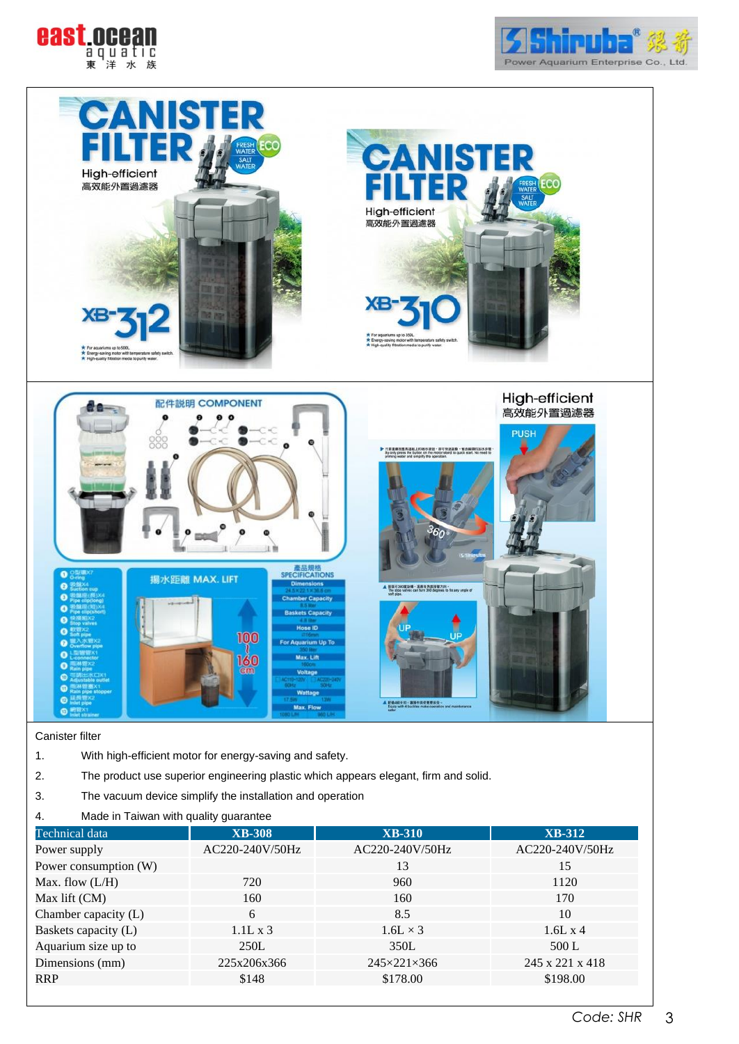Canister filter

1. With high-efficient motor for energy-saving and safety.
2. The product use superior engineering plastic which appears elegant, firm and solid.
3. The vacuum device simplify the installation and operation
4. Made in Taiwan with quality guarantee

| Technical data | XB-308 | XB-310 | XB-312 |
|---|---|---|---|
| Power supply | AC220-240V/50Hz | AC220-240V/50Hz | AC220-240V/50Hz |
| Power consumption (W) | | 13 | 15 |
| Max. flow (L/H) | 720 | 960 | 1120 |
| Max lift (CM) | 160 | 160 | 170 |
| Chamber capacity (L) | 6 | 8.5 | 10 |
| Baskets capacity (L) | 1.1L x 3 | 1.6L × 3 | 1.6L x 4 |
| Aquarium size up to | 250L | 350L | 500 L |
| Dimensions (mm) | 225x206x366 | 245×221×366 | 245 x 221 x 418 |
| RRP | $148 | $178.00 | $198.00 |

*Code: SHR*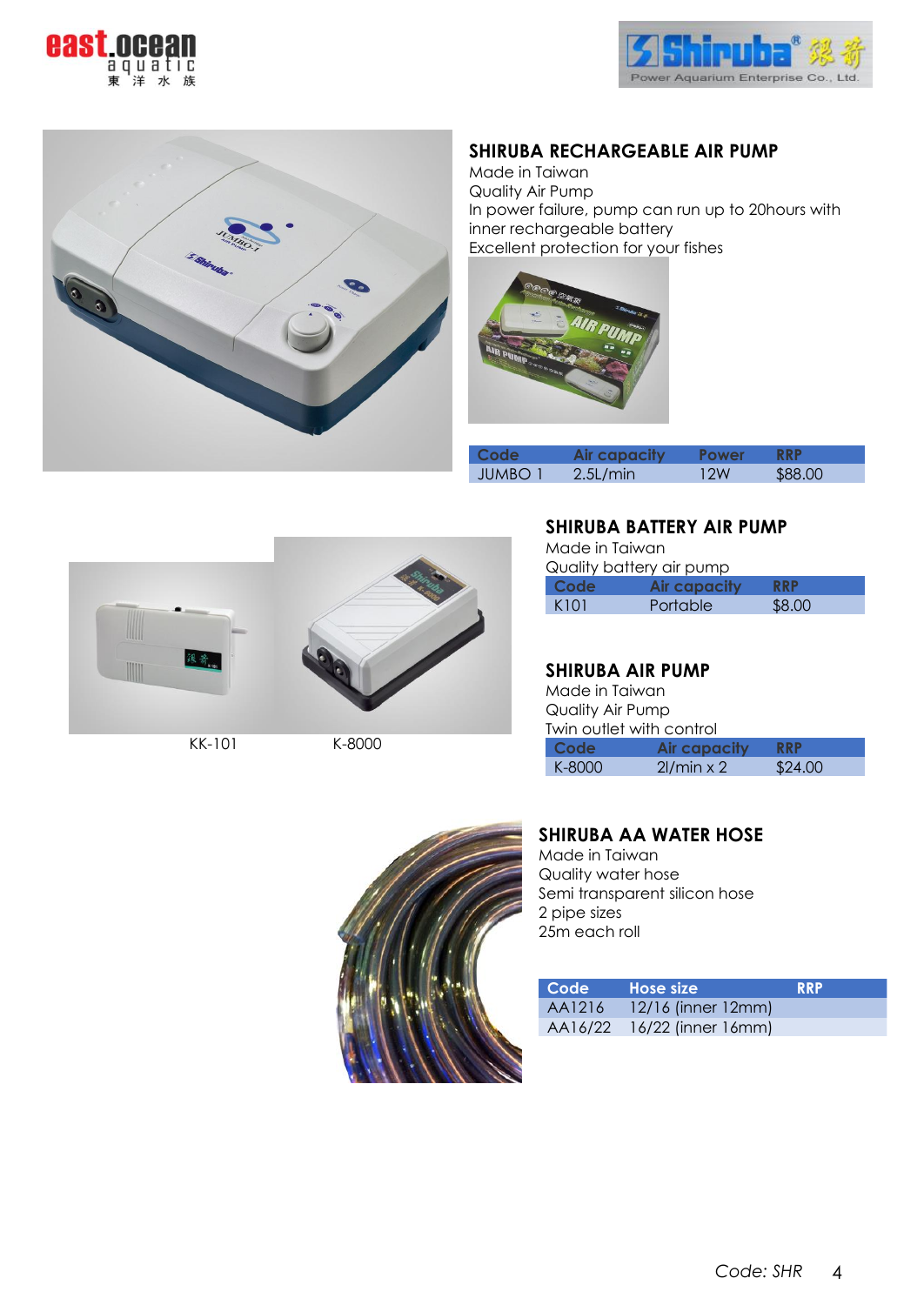## SHIRUBA RECHARGEABLE AIR PUMP

Made in Taiwan
Quality Air Pump
In power failure, pump can run up to 20hours with inner rechargeable battery
Excellent protection for your fishes

| Code | Air capacity | Power | RRP |
|---|---|---|---|
| JUMBO 1 | 2.5L/min | 12W | $88.00 |

## SHIRUBA BATTERY AIR PUMP

Made in Taiwan
Quality battery air pump

| Code | Air capacity | RRP |
|---|---|---|
| K101 | Portable | $8.00 |

KK-101 K-8000

## SHIRUBA AIR PUMP

Made in Taiwan
Quality Air Pump
Twin outlet with control

| Code | Air capacity | RRP |
|---|---|---|
| K-8000 | 2l/min x 2 | $24.00 |

## SHIRUBA AA WATER HOSE

Made in Taiwan
Quality water hose
Semi transparent silicon hose
2 pipe sizes
25m each roll

| Code | Hose size | RRP |
|---|---|---|
| AA1216 | 12/16 (inner 12mm) | |
| AA16/22 | 16/22 (inner 16mm) | |

*Code: SHR*